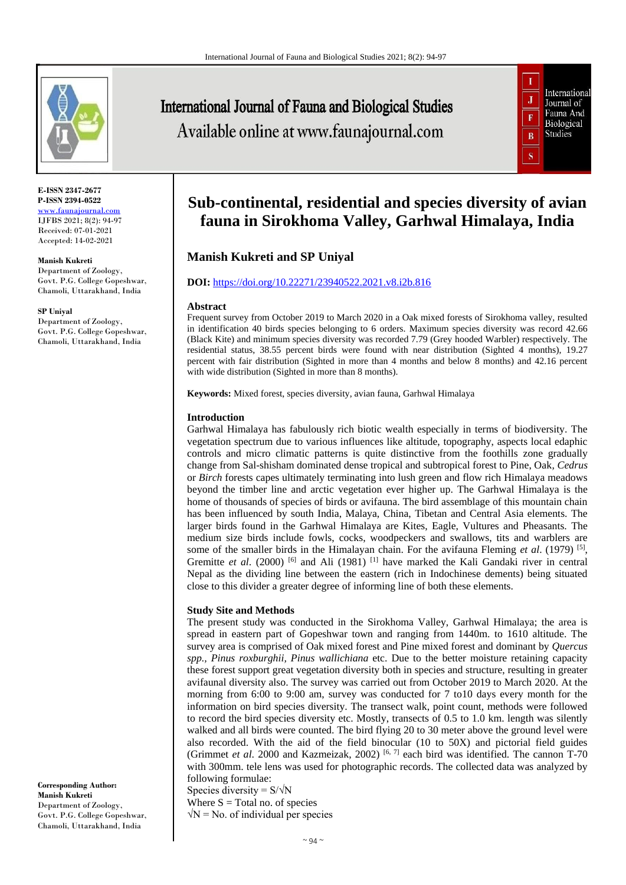E-ISSN 2347-2677
P-ISSN 2394-0522
www.faunajournal.com
IJFBS 2021; 8(2): 94-97
Received: 07-01-2021
Accepted: 14-02-2021

**Manish Kukreti**
Department of Zoology, Govt. P.G. College Gopeshwar, Chamoli, Uttarakhand, India

**SP Uniyal**
Department of Zoology, Govt. P.G. College Gopeshwar, Chamoli, Uttarakhand, India

**Corresponding Author:**
**Manish Kukreti**
Department of Zoology, Govt. P.G. College Gopeshwar, Chamoli, Uttarakhand, India

# Sub-continental, residential and species diversity of avian fauna in Sirokhoma Valley, Garhwal Himalaya, India

## Manish Kukreti and SP Uniyal

**DOI:** https://doi.org/10.22271/23940522.2021.v8.i2b.816

### Abstract

Frequent survey from October 2019 to March 2020 in a Oak mixed forests of Sirokhoma valley, resulted in identification 40 birds species belonging to 6 orders. Maximum species diversity was record 42.66 (Black Kite) and minimum species diversity was recorded 7.79 (Grey hooded Warbler) respectively. The residential status, 38.55 percent birds were found with near distribution (Sighted 4 months), 19.27 percent with fair distribution (Sighted in more than 4 months and below 8 months) and 42.16 percent with wide distribution (Sighted in more than 8 months).

**Keywords:** Mixed forest, species diversity, avian fauna, Garhwal Himalaya

### Introduction

Garhwal Himalaya has fabulously rich biotic wealth especially in terms of biodiversity. The vegetation spectrum due to various influences like altitude, topography, aspects local edaphic controls and micro climatic patterns is quite distinctive from the foothills zone gradually change from Sal-shisham dominated dense tropical and subtropical forest to Pine, Oak, *Cedrus* or *Birch* forests capes ultimately terminating into lush green and flow rich Himalaya meadows beyond the timber line and arctic vegetation ever higher up. The Garhwal Himalaya is the home of thousands of species of birds or avifauna. The bird assemblage of this mountain chain has been influenced by south India, Malaya, China, Tibetan and Central Asia elements. The larger birds found in the Garhwal Himalaya are Kites, Eagle, Vultures and Pheasants. The medium size birds include fowls, cocks, woodpeckers and swallows, tits and warblers are some of the smaller birds in the Himalayan chain. For the avifauna Fleming *et al*. (1979) [5], Gremitte *et al*. (2000) [6] and Ali (1981) [1] have marked the Kali Gandaki river in central Nepal as the dividing line between the eastern (rich in Indochinese dements) being situated close to this divider a greater degree of informing line of both these elements.

### Study Site and Methods

The present study was conducted in the Sirokhoma Valley, Garhwal Himalaya; the area is spread in eastern part of Gopeshwar town and ranging from 1440m. to 1610 altitude. The survey area is comprised of Oak mixed forest and Pine mixed forest and dominant by *Quercus spp., Pinus roxburghii, Pinus wallichiana* etc. Due to the better moisture retaining capacity these forest support great vegetation diversity both in species and structure, resulting in greater avifaunal diversity also. The survey was carried out from October 2019 to March 2020. At the morning from 6:00 to 9:00 am, survey was conducted for 7 to10 days every month for the information on bird species diversity. The transect walk, point count, methods were followed to record the bird species diversity etc. Mostly, transects of 0.5 to 1.0 km. length was silently walked and all birds were counted. The bird flying 20 to 30 meter above the ground level were also recorded. With the aid of the field binocular (10 to 50X) and pictorial field guides (Grimmet *et al*. 2000 and Kazmeizak, 2002) [6, 7] each bird was identified. The cannon T-70 with 300mm. tele lens was used for photographic records. The collected data was analyzed by following formulae:

Species diversity = $S/\sqrt{N}$

Where S = Total no. of species

$\sqrt{N}$ = No. of individual per species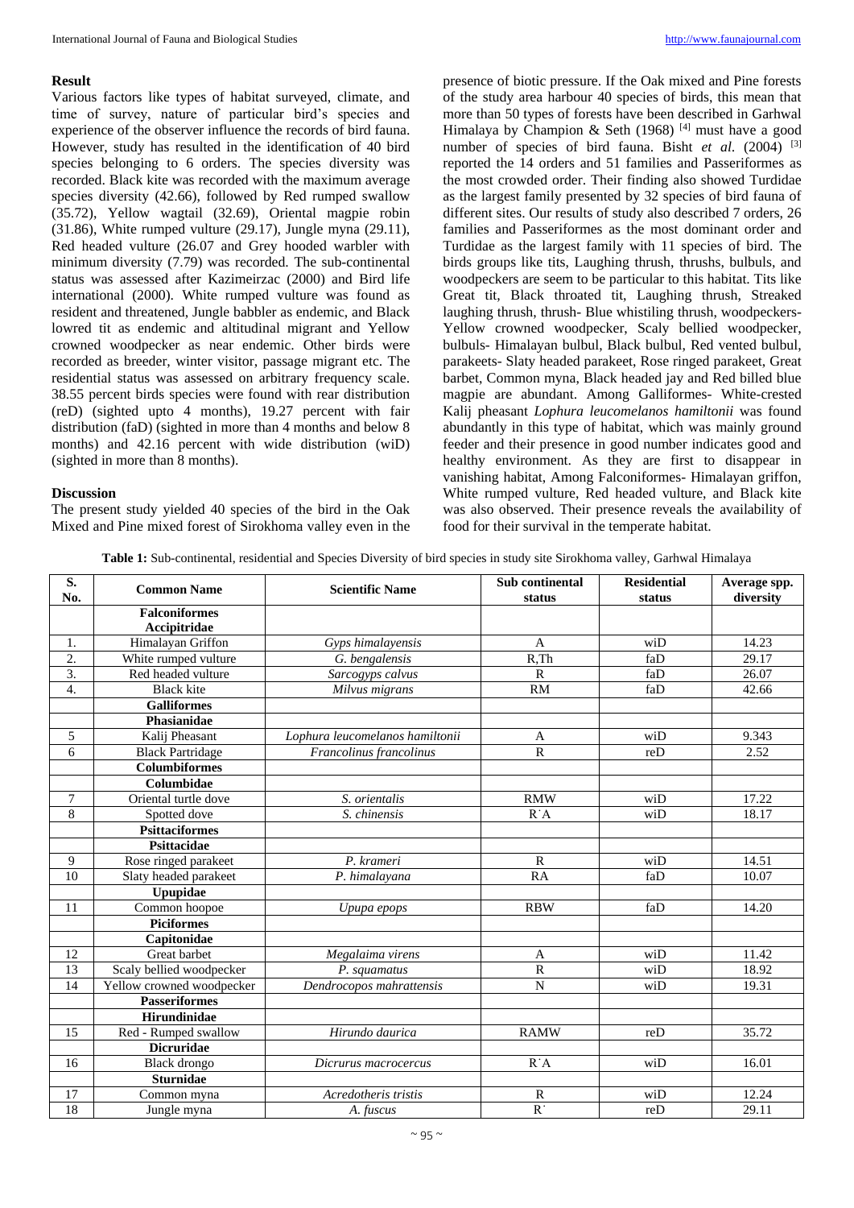## Result

Various factors like types of habitat surveyed, climate, and time of survey, nature of particular bird's species and experience of the observer influence the records of bird fauna. However, study has resulted in the identification of 40 bird species belonging to 6 orders. The species diversity was recorded. Black kite was recorded with the maximum average species diversity (42.66), followed by Red rumped swallow (35.72), Yellow wagtail (32.69), Oriental magpie robin (31.86), White rumped vulture (29.17), Jungle myna (29.11), Red headed vulture (26.07 and Grey hooded warbler with minimum diversity (7.79) was recorded. The sub-continental status was assessed after Kazimeirzac (2000) and Bird life international (2000). White rumped vulture was found as resident and threatened, Jungle babbler as endemic, and Black lowred tit as endemic and altitudinal migrant and Yellow crowned woodpecker as near endemic. Other birds were recorded as breeder, winter visitor, passage migrant etc. The residential status was assessed on arbitrary frequency scale. 38.55 percent birds species were found with rear distribution (reD) (sighted upto 4 months), 19.27 percent with fair distribution (faD) (sighted in more than 4 months and below 8 months) and 42.16 percent with wide distribution (wiD) (sighted in more than 8 months).

## Discussion

The present study yielded 40 species of the bird in the Oak Mixed and Pine mixed forest of Sirokhoma valley even in the presence of biotic pressure. If the Oak mixed and Pine forests of the study area harbour 40 species of birds, this mean that more than 50 types of forests have been described in Garhwal Himalaya by Champion & Seth (1968) [4] must have a good number of species of bird fauna. Bisht *et al.* (2004) [3] reported the 14 orders and 51 families and Passeriformes as the most crowded order. Their finding also showed Turdidae as the largest family presented by 32 species of bird fauna of different sites. Our results of study also described 7 orders, 26 families and Passeriformes as the most dominant order and Turdidae as the largest family with 11 species of bird. The birds groups like tits, Laughing thrush, thrushs, bulbuls, and woodpeckers are seem to be particular to this habitat. Tits like Great tit, Black throated tit, Laughing thrush, Streaked laughing thrush, thrush- Blue whistling thrush, woodpeckers- Yellow crowned woodpecker, Scaly bellied woodpecker, bulbuls- Himalayan bulbul, Black bulbul, Red vented bulbul, parakeets- Slaty headed parakeet, Rose ringed parakeet, Great barbet, Common myna, Black headed jay and Red billed blue magpie are abundant. Among Galliformes- White-crested Kalij pheasant *Lophura leucomelanos hamiltonii* was found abundantly in this type of habitat, which was mainly ground feeder and their presence in good number indicates good and healthy environment. As they are first to disappear in vanishing habitat, Among Falconiformes- Himalayan griffon, White rumped vulture, Red headed vulture, and Black kite was also observed. Their presence reveals the availability of food for their survival in the temperate habitat.

**Table 1:** Sub-continental, residential and Species Diversity of bird species in study site Sirokhoma valley, Garhwal Himalaya

| S. No. | Common Name | Scientific Name | Sub continental status | Residential status | Average spp. diversity |
|---|---|---|---|---|---|
| | **Falconiformes Accipitridae** | | | | |
| 1. | Himalayan Griffon | *Gyps himalayensis* | A | wiD | 14.23 |
| 2. | White rumped vulture | *G. bengalensis* | R,Th | faD | 29.17 |
| 3. | Red headed vulture | *Sarcogyps calvus* | R | faD | 26.07 |
| 4. | Black kite | *Milvus migrans* | RM | faD | 42.66 |
| | **Galliformes** | | | | |
| | **Phasianidae** | | | | |
| 5 | Kalij Pheasant | *Lophura leucomelanos hamiltonii* | A | wiD | 9.343 |
| 6 | Black Partridage | *Francolinus francolinus* | R | reD | 2.52 |
| | **Columbiformes** | | | | |
| | **Columbidae** | | | | |
| 7 | Oriental turtle dove | *S. orientalis* | RMW | wiD | 17.22 |
| 8 | Spotted dove | *S. chinensis* | R`A | wiD | 18.17 |
| | **Psittaciformes** | | | | |
| | **Psittacidae** | | | | |
| 9 | Rose ringed parakeet | *P. krameri* | R | wiD | 14.51 |
| 10 | Slaty headed parakeet | *P. himalayana* | RA | faD | 10.07 |
| | **Upupidae** | | | | |
| 11 | Common hoopoe | *Upupa epops* | RBW | faD | 14.20 |
| | **Piciformes** | | | | |
| | **Capitonidae** | | | | |
| 12 | Great barbet | *Megalaima virens* | A | wiD | 11.42 |
| 13 | Scaly bellied woodpecker | *P. squamatus* | R | wiD | 18.92 |
| 14 | Yellow crowned woodpecker | *Dendrocopos mahrattensis* | N | wiD | 19.31 |
| | **Passeriformes** | | | | |
| | **Hirundinidae** | | | | |
| 15 | Red - Rumped swallow | *Hirundo daurica* | RAMW | reD | 35.72 |
| | **Dicruridae** | | | | |
| 16 | Black drongo | *Dicrurus macrocercus* | R`A | wiD | 16.01 |
| | **Sturnidae** | | | | |
| 17 | Common myna | *Acredotheris tristis* | R | wiD | 12.24 |
| 18 | Jungle myna | *A. fuscus* | R` | reD | 29.11 |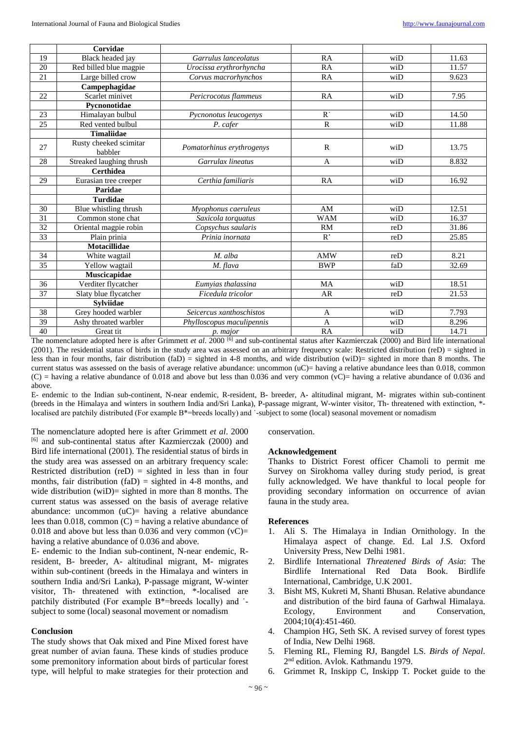| | Corvidae | | | | |
|---|---|---|---|---|---|
| 19 | Black headed jay | *Garrulus lanceolatus* | RA | wiD | 11.63 |
| 20 | Red billed blue magpie | *Urocissa erythrorhyncha* | RA | wiD | 11.57 |
| 21 | Large billed crow | *Corvus macrorhynchos* | RA | wiD | 9.623 |
| | **Campephagidae** | | | | |
| 22 | Scarlet minivet | *Pericrocotus flammeus* | RA | wiD | 7.95 |
| | **Pycnonotidae** | | | | |
| 23 | Himalayan bulbul | *Pycnonotus leucogenys* | R˙ | wiD | 14.50 |
| 25 | Red vented bulbul | *P. cafer* | R | wiD | 11.88 |
| | **Timaliidae** | | | | |
| 27 | Rusty cheeked scimitar babbler | *Pomatorhinus erythrogenys* | R | wiD | 13.75 |
| 28 | Streaked laughing thrush | *Garrulax lineatus* | A | wiD | 8.832 |
| | **Certhidea** | | | | |
| 29 | Eurasian tree creeper | *Certhia familiaris* | RA | wiD | 16.92 |
| | **Paridae** | | | | |
| | **Turdidae** | | | | |
| 30 | Blue whistling thrush | *Myophonus caeruleus* | AM | wiD | 12.51 |
| 31 | Common stone chat | *Saxicola torquatus* | WAM | wiD | 16.37 |
| 32 | Oriental magpie robin | *Copsychus saularis* | RM | reD | 31.86 |
| 33 | Plain prinia | *Prinia inornata* | R˙ | reD | 25.85 |
| | **Motacillidae** | | | | |
| 34 | White wagtail | *M. alba* | AMW | reD | 8.21 |
| 35 | Yellow wagtail | *M. flava* | BWP | faD | 32.69 |
| | **Muscicapidae** | | | | |
| 36 | Verditer flycatcher | *Eumyias thalassina* | MA | wiD | 18.51 |
| 37 | Slaty blue flycatcher | *Ficedula tricolor* | AR | reD | 21.53 |
| | **Sylviidae** | | | | |
| 38 | Grey hooded warbler | *Seicercus xanthoschistos* | A | wiD | 7.793 |
| 39 | Ashy throated warbler | *Phylloscopus maculipennis* | A | wiD | 8.296 |
| 40 | Great tit | *p. major* | RA | wiD | 14.71 |

The nomenclature adopted here is after Grimmett *et al*. 2000 [6] and sub-continental status after Kazmierczak (2000) and Bird life international (2001). The residential status of birds in the study area was assessed on an arbitrary frequency scale: Restricted distribution (reD) = sighted in less than in four months, fair distribution (faD) = sighted in 4-8 months, and wide distribution (wiD)= sighted in more than 8 months. The current status was assessed on the basis of average relative abundance: uncommon (uC)= having a relative abundance lees than 0.018, common (C) = having a relative abundance of 0.018 and above but less than 0.036 and very common (vC)= having a relative abundance of 0.036 and above.

E- endemic to the Indian sub-continent, N-near endemic, R-resident, B- breeder, A- altitudinal migrant, M- migrates within sub-continent (breeds in the Himalaya and winters in southern India and/Sri Lanka), P-passage migrant, W-winter visitor, Th- threatened with extinction, *-localised are patchily distributed (For example B*=breeds locally) and ˙-subject to some (local) seasonal movement or nomadism

The nomenclature adopted here is after Grimmett *et al*. 2000 [6] and sub-continental status after Kazmierczak (2000) and Bird life international (2001). The residential status of birds in the study area was assessed on an arbitrary frequency scale: Restricted distribution (reD) = sighted in less than in four months, fair distribution (faD) = sighted in 4-8 months, and wide distribution (wiD)= sighted in more than 8 months. The current status was assessed on the basis of average relative abundance: uncommon (uC)= having a relative abundance lees than 0.018, common (C) = having a relative abundance of 0.018 and above but less than 0.036 and very common (vC)= having a relative abundance of 0.036 and above.

E- endemic to the Indian sub-continent, N-near endemic, R-resident, B- breeder, A- altitudinal migrant, M- migrates within sub-continent (breeds in the Himalaya and winters in southern India and/Sri Lanka), P-passage migrant, W-winter visitor, Th- threatened with extinction, *-localised are patchily distributed (For example B*=breeds locally) and ˙-subject to some (local) seasonal movement or nomadism

## Conclusion

The study shows that Oak mixed and Pine Mixed forest have great number of avian fauna. These kinds of studies produce some premonitory information about birds of particular forest type, will helpful to make strategies for their protection and conservation.

## Acknowledgement

Thanks to District Forest officer Chamoli to permit me Survey on Sirokhoma valley during study period, is great fully acknowledged. We have thankful to local people for providing secondary information on occurrence of avian fauna in the study area.

## References

1. Ali S. The Himalaya in Indian Ornithology. In the Himalaya aspect of change. Ed. Lal J.S. Oxford University Press, New Delhi 1981.
2. Birdlife International *Threatened Birds of Asia*: The Birdlife International Red Data Book. Birdlife International, Cambridge, U.K 2001.
3. Bisht MS, Kukreti M, Shanti Bhusan. Relative abundance and distribution of the bird fauna of Garhwal Himalaya. Ecology, Environment and Conservation, 2004;10(4):451-460.
4. Champion HG, Seth SK. A revised survey of forest types of India, New Delhi 1968.
5. Fleming RL, Fleming RJ, Bangdel LS. *Birds of Nepal*. 2nd edition. Avlok. Kathmandu 1979.
6. Grimmet R, Inskipp C, Inskipp T. Pocket guide to the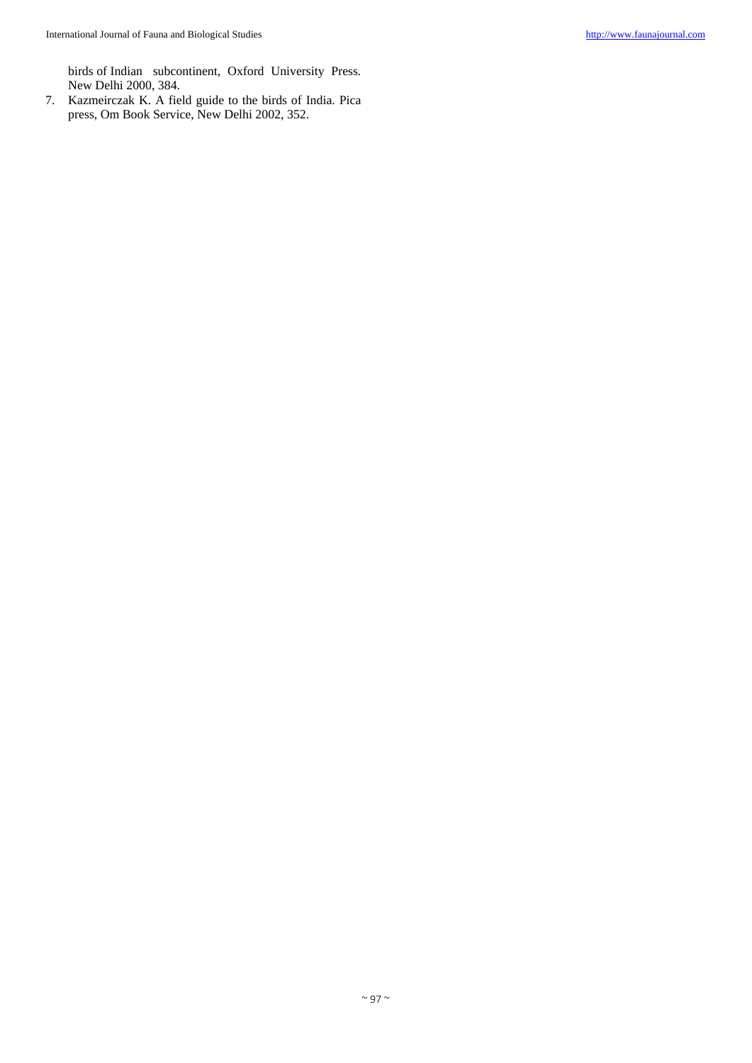birds of Indian subcontinent, Oxford University Press. New Delhi 2000, 384.

7. Kazmeirczak K. A field guide to the birds of India. Pica press, Om Book Service, New Delhi 2002, 352.